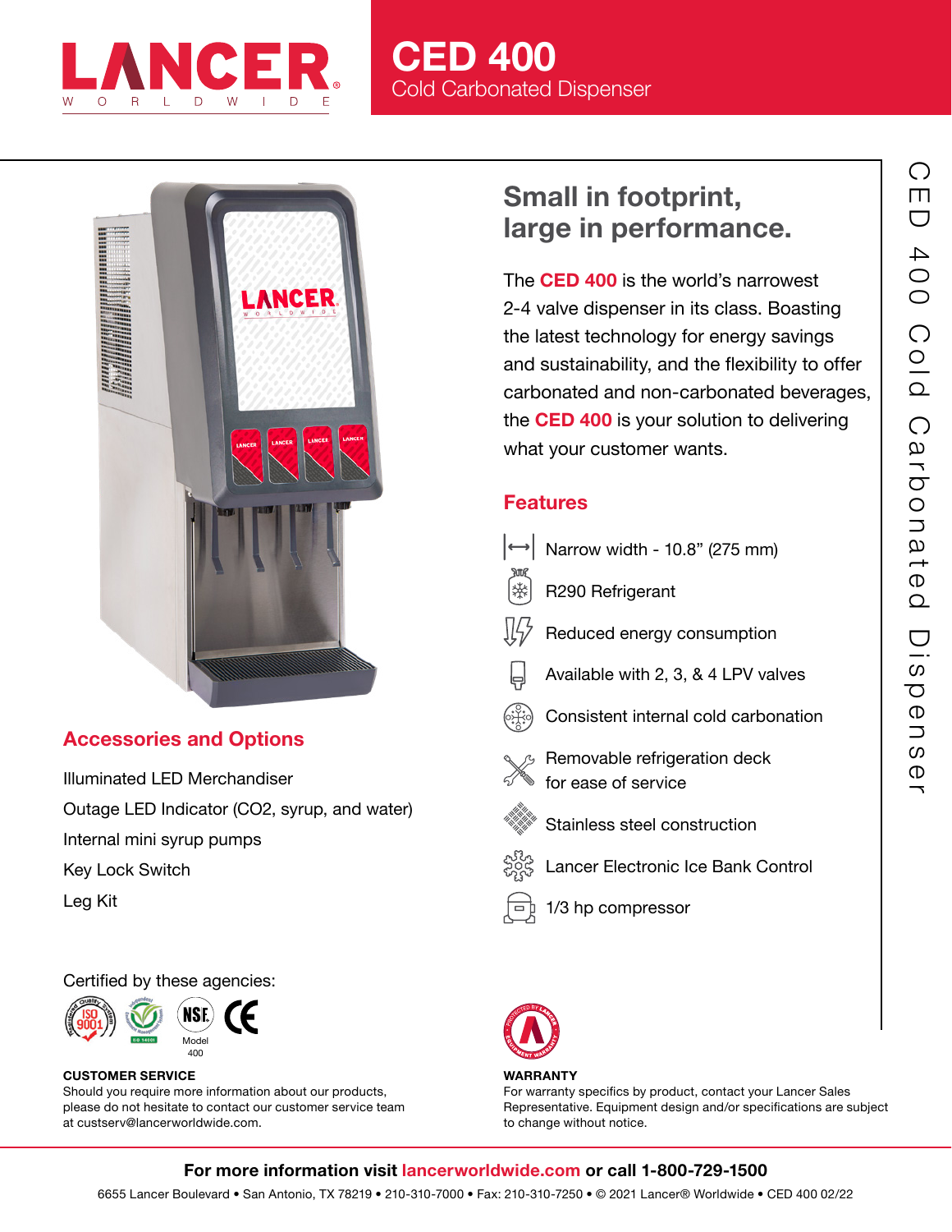# CED 400

Cold Carbonated Dispenser

## Small in footprint, large in performance.

The **CED 400** is the world's narrowest 2-4 valve dispenser in its class. Boasting the latest technology for energy savings and sustainability, and the flexibility to offer carbonated and non-carbonated beverages, the **CED 400** is your solution to delivering what your customer wants.

### Features

- Narrow width - 10.8" (275 mm)
- R290 Refrigerant
- Reduced energy consumption
- Available with 2, 3, & 4 LPV valves
- Consistent internal cold carbonation
- Removable refrigeration deck for ease of service
- Stainless steel construction
- Lancer Electronic Ice Bank Control
- 1/3 hp compressor

### Accessories and Options

- Illuminated LED Merchandiser
- Outage LED Indicator (CO2, syrup, and water)
- Internal mini syrup pumps
- Key Lock Switch
- Leg Kit

Certified by these agencies:

ISO 9001, ISO 14001, NSF Model 400, CE

**CUSTOMER SERVICE**
Should you require more information about our products, please do not hesitate to contact our customer service team at custserv@lancerworldwide.com.

**WARRANTY**
For warranty specifics by product, contact your Lancer Sales Representative. Equipment design and/or specifications are subject to change without notice.

**For more information visit lancerworldwide.com or call 1-800-729-1500**

6655 Lancer Boulevard • San Antonio, TX 78219 • 210-310-7000 • Fax: 210-310-7250 • © 2021 Lancer® Worldwide • CED 400 02/22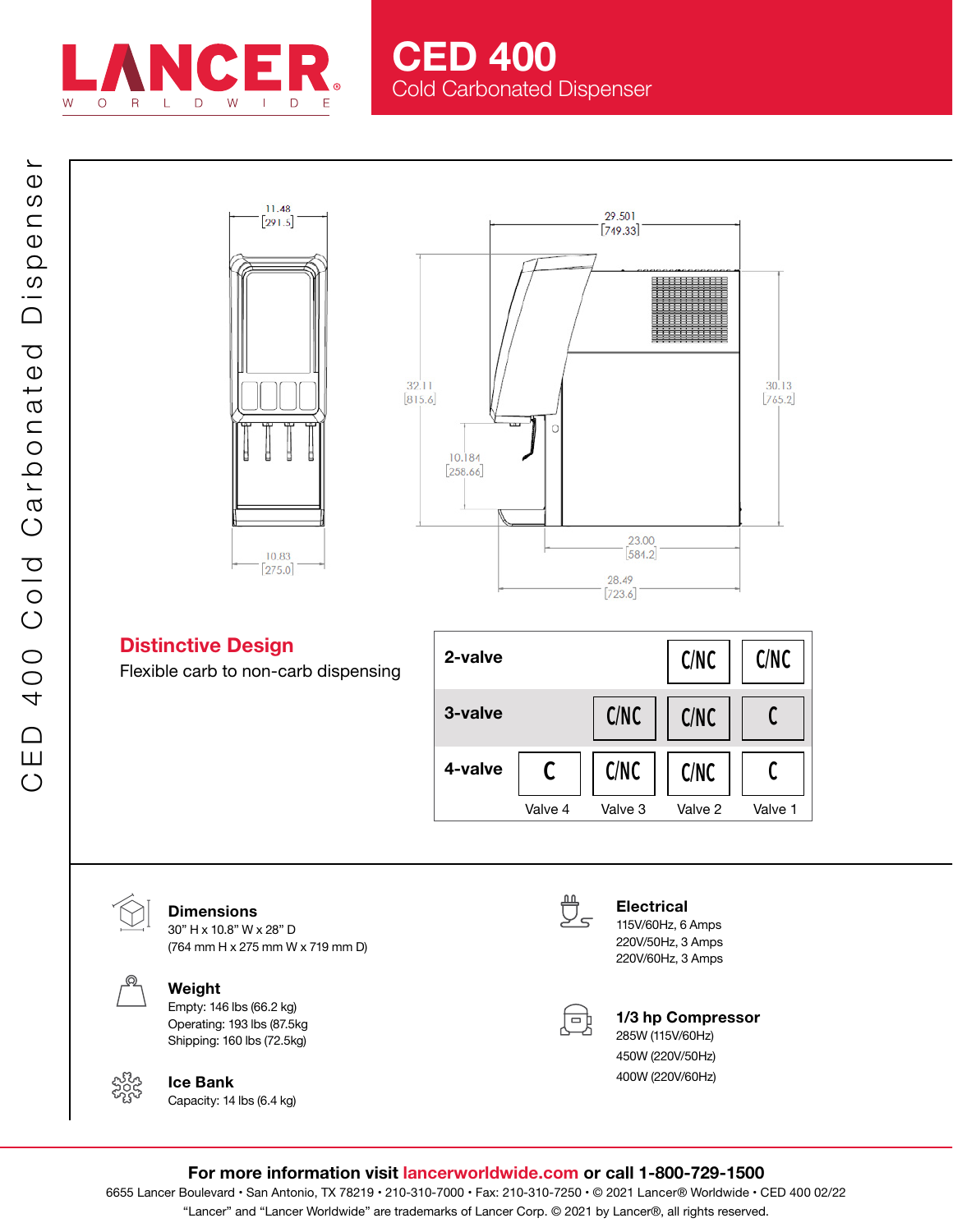# CED 400

## Cold Carbonated Dispenser

11.48
[291.5]

10.83
[275.0]

29.501
[749.33]

32.11
[815.6]

30.13
[765.2]

10.184
[258.66]

23.00
[584.2]

28.49
[723.6]

### Distinctive Design

Flexible carb to non-carb dispensing

| | | | | |
|---|---|---|---|---|
| 2-valve | | | C/NC | C/NC |
| 3-valve | | C/NC | C/NC | C |
| 4-valve | C | C/NC | C/NC | C |
| | Valve 4 | Valve 3 | Valve 2 | Valve 1 |

**Dimensions**
30" H x 10.8" W x 28" D
(764 mm H x 275 mm W x 719 mm D)

**Weight**
Empty: 146 lbs (66.2 kg)
Operating: 193 lbs (87.5kg
Shipping: 160 lbs (72.5kg)

**Ice Bank**
Capacity: 14 lbs (6.4 kg)

**Electrical**
115V/60Hz, 6 Amps
220V/50Hz, 3 Amps
220V/60Hz, 3 Amps

**1/3 hp Compressor**
285W (115V/60Hz)
450W (220V/50Hz)
400W (220V/60Hz)

**For more information visit lancerworldwide.com or call 1-800-729-1500**

6655 Lancer Boulevard • San Antonio, TX 78219 • 210-310-7000 • Fax: 210-310-7250 • © 2021 Lancer® Worldwide • CED 400 02/22

"Lancer" and "Lancer Worldwide" are trademarks of Lancer Corp. © 2021 by Lancer®, all rights reserved.